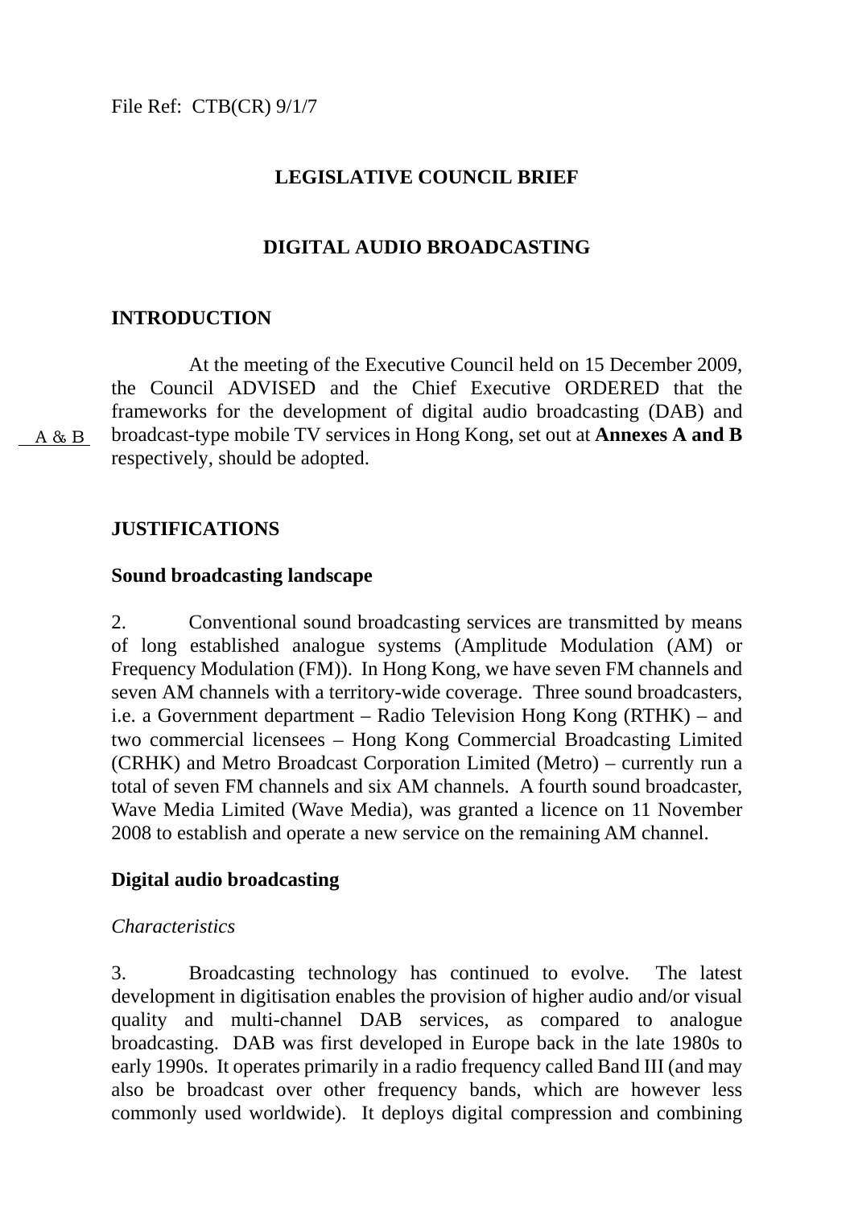File Ref: CTB(CR) 9/1/7

# LEGISLATIVE COUNCIL BRIEF

# DIGITAL AUDIO BROADCASTING

## INTRODUCTION

At the meeting of the Executive Council held on 15 December 2009, the Council ADVISED and the Chief Executive ORDERED that the frameworks for the development of digital audio broadcasting (DAB) and broadcast-type mobile TV services in Hong Kong, set out at **Annexes A and B** respectively, should be adopted.

A & B

## JUSTIFICATIONS

### Sound broadcasting landscape

2. Conventional sound broadcasting services are transmitted by means of long established analogue systems (Amplitude Modulation (AM) or Frequency Modulation (FM)). In Hong Kong, we have seven FM channels and seven AM channels with a territory-wide coverage. Three sound broadcasters, i.e. a Government department – Radio Television Hong Kong (RTHK) – and two commercial licensees – Hong Kong Commercial Broadcasting Limited (CRHK) and Metro Broadcast Corporation Limited (Metro) – currently run a total of seven FM channels and six AM channels. A fourth sound broadcaster, Wave Media Limited (Wave Media), was granted a licence on 11 November 2008 to establish and operate a new service on the remaining AM channel.

### Digital audio broadcasting

*Characteristics*

3. Broadcasting technology has continued to evolve. The latest development in digitisation enables the provision of higher audio and/or visual quality and multi-channel DAB services, as compared to analogue broadcasting. DAB was first developed in Europe back in the late 1980s to early 1990s. It operates primarily in a radio frequency called Band III (and may also be broadcast over other frequency bands, which are however less commonly used worldwide). It deploys digital compression and combining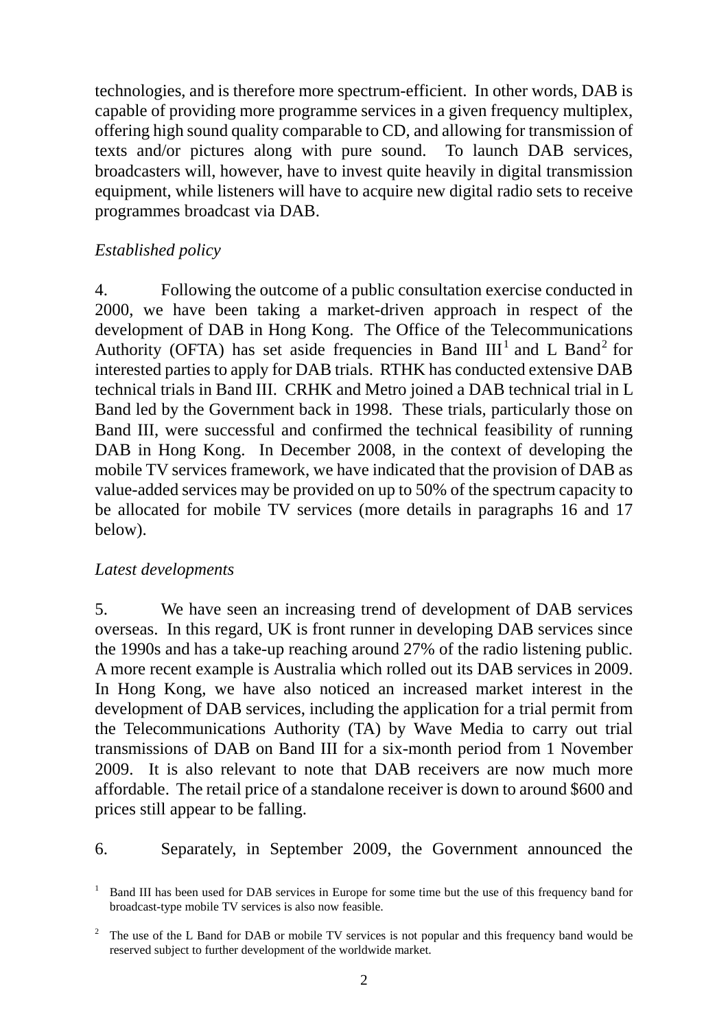technologies, and is therefore more spectrum-efficient. In other words, DAB is capable of providing more programme services in a given frequency multiplex, offering high sound quality comparable to CD, and allowing for transmission of texts and/or pictures along with pure sound. To launch DAB services, broadcasters will, however, have to invest quite heavily in digital transmission equipment, while listeners will have to acquire new digital radio sets to receive programmes broadcast via DAB.

*Established policy*

4. Following the outcome of a public consultation exercise conducted in 2000, we have been taking a market-driven approach in respect of the development of DAB in Hong Kong. The Office of the Telecommunications Authority (OFTA) has set aside frequencies in Band III[1] and L Band[2] for interested parties to apply for DAB trials. RTHK has conducted extensive DAB technical trials in Band III. CRHK and Metro joined a DAB technical trial in L Band led by the Government back in 1998. These trials, particularly those on Band III, were successful and confirmed the technical feasibility of running DAB in Hong Kong. In December 2008, in the context of developing the mobile TV services framework, we have indicated that the provision of DAB as value-added services may be provided on up to 50% of the spectrum capacity to be allocated for mobile TV services (more details in paragraphs 16 and 17 below).

*Latest developments*

5. We have seen an increasing trend of development of DAB services overseas. In this regard, UK is front runner in developing DAB services since the 1990s and has a take-up reaching around 27% of the radio listening public. A more recent example is Australia which rolled out its DAB services in 2009. In Hong Kong, we have also noticed an increased market interest in the development of DAB services, including the application for a trial permit from the Telecommunications Authority (TA) by Wave Media to carry out trial transmissions of DAB on Band III for a six-month period from 1 November 2009. It is also relevant to note that DAB receivers are now much more affordable. The retail price of a standalone receiver is down to around $600 and prices still appear to be falling.

6. Separately, in September 2009, the Government announced the

---

[1] Band III has been used for DAB services in Europe for some time but the use of this frequency band for broadcast-type mobile TV services is also now feasible.

[2] The use of the L Band for DAB or mobile TV services is not popular and this frequency band would be reserved subject to further development of the worldwide market.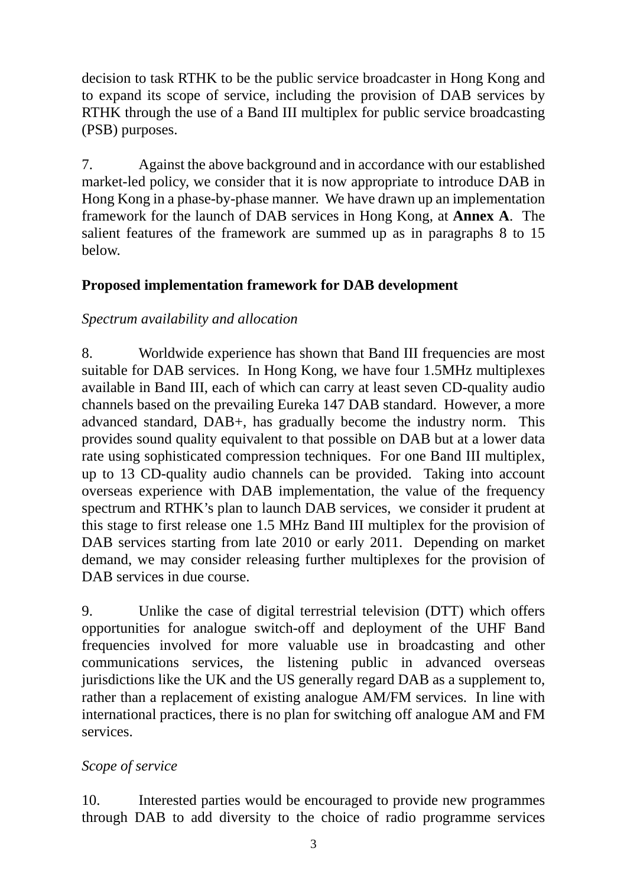decision to task RTHK to be the public service broadcaster in Hong Kong and to expand its scope of service, including the provision of DAB services by RTHK through the use of a Band III multiplex for public service broadcasting (PSB) purposes.

7. Against the above background and in accordance with our established market-led policy, we consider that it is now appropriate to introduce DAB in Hong Kong in a phase-by-phase manner. We have drawn up an implementation framework for the launch of DAB services in Hong Kong, at **Annex A**. The salient features of the framework are summed up as in paragraphs 8 to 15 below.

**Proposed implementation framework for DAB development**

*Spectrum availability and allocation*

8. Worldwide experience has shown that Band III frequencies are most suitable for DAB services. In Hong Kong, we have four 1.5MHz multiplexes available in Band III, each of which can carry at least seven CD-quality audio channels based on the prevailing Eureka 147 DAB standard. However, a more advanced standard, DAB+, has gradually become the industry norm. This provides sound quality equivalent to that possible on DAB but at a lower data rate using sophisticated compression techniques. For one Band III multiplex, up to 13 CD-quality audio channels can be provided. Taking into account overseas experience with DAB implementation, the value of the frequency spectrum and RTHK's plan to launch DAB services, we consider it prudent at this stage to first release one 1.5 MHz Band III multiplex for the provision of DAB services starting from late 2010 or early 2011. Depending on market demand, we may consider releasing further multiplexes for the provision of DAB services in due course.

9. Unlike the case of digital terrestrial television (DTT) which offers opportunities for analogue switch-off and deployment of the UHF Band frequencies involved for more valuable use in broadcasting and other communications services, the listening public in advanced overseas jurisdictions like the UK and the US generally regard DAB as a supplement to, rather than a replacement of existing analogue AM/FM services. In line with international practices, there is no plan for switching off analogue AM and FM services.

*Scope of service*

10. Interested parties would be encouraged to provide new programmes through DAB to add diversity to the choice of radio programme services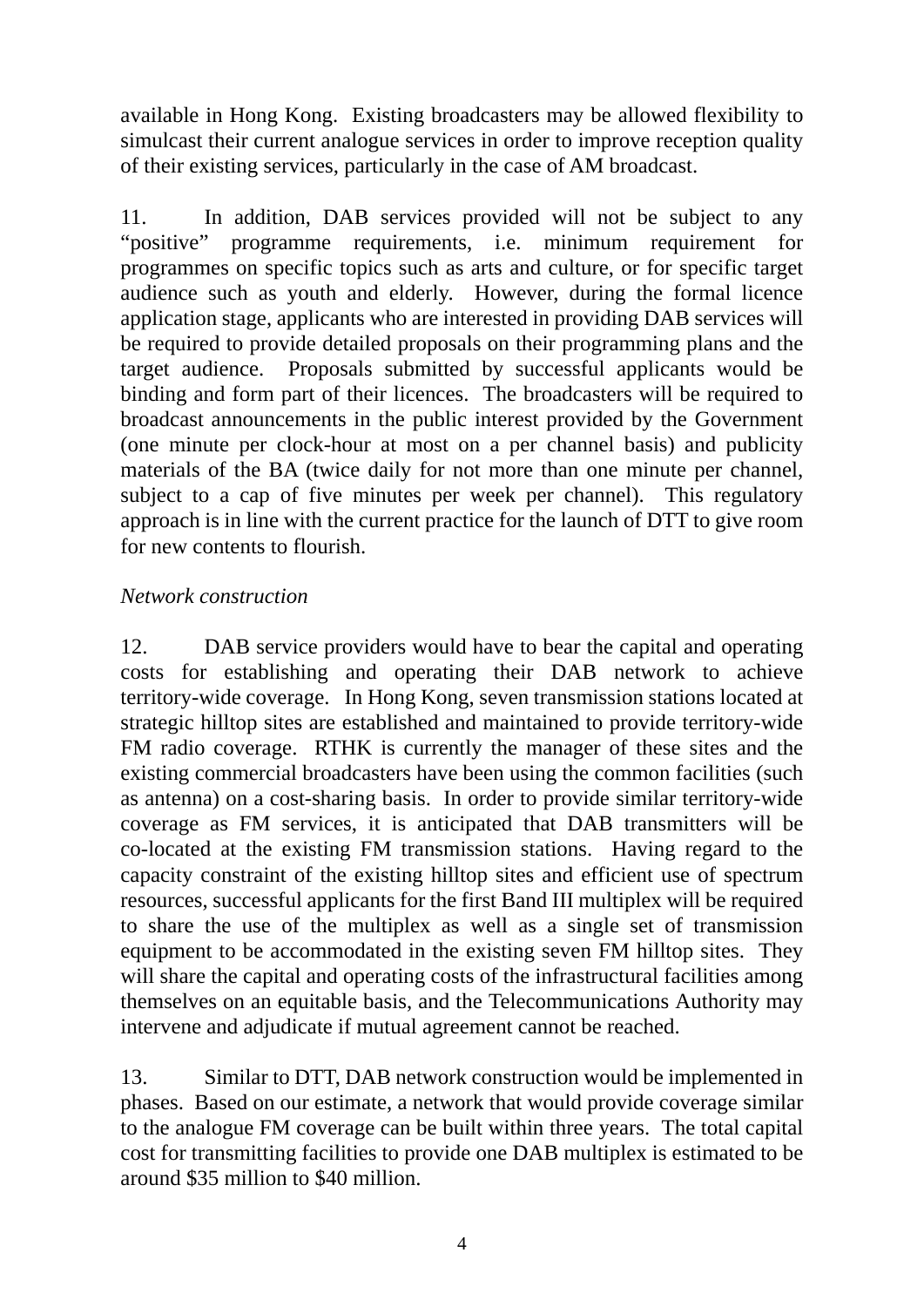available in Hong Kong. Existing broadcasters may be allowed flexibility to simulcast their current analogue services in order to improve reception quality of their existing services, particularly in the case of AM broadcast.

11. In addition, DAB services provided will not be subject to any "positive" programme requirements, i.e. minimum requirement for programmes on specific topics such as arts and culture, or for specific target audience such as youth and elderly. However, during the formal licence application stage, applicants who are interested in providing DAB services will be required to provide detailed proposals on their programming plans and the target audience. Proposals submitted by successful applicants would be binding and form part of their licences. The broadcasters will be required to broadcast announcements in the public interest provided by the Government (one minute per clock-hour at most on a per channel basis) and publicity materials of the BA (twice daily for not more than one minute per channel, subject to a cap of five minutes per week per channel). This regulatory approach is in line with the current practice for the launch of DTT to give room for new contents to flourish.

*Network construction*

12. DAB service providers would have to bear the capital and operating costs for establishing and operating their DAB network to achieve territory-wide coverage. In Hong Kong, seven transmission stations located at strategic hilltop sites are established and maintained to provide territory-wide FM radio coverage. RTHK is currently the manager of these sites and the existing commercial broadcasters have been using the common facilities (such as antenna) on a cost-sharing basis. In order to provide similar territory-wide coverage as FM services, it is anticipated that DAB transmitters will be co-located at the existing FM transmission stations. Having regard to the capacity constraint of the existing hilltop sites and efficient use of spectrum resources, successful applicants for the first Band III multiplex will be required to share the use of the multiplex as well as a single set of transmission equipment to be accommodated in the existing seven FM hilltop sites. They will share the capital and operating costs of the infrastructural facilities among themselves on an equitable basis, and the Telecommunications Authority may intervene and adjudicate if mutual agreement cannot be reached.

13. Similar to DTT, DAB network construction would be implemented in phases. Based on our estimate, a network that would provide coverage similar to the analogue FM coverage can be built within three years. The total capital cost for transmitting facilities to provide one DAB multiplex is estimated to be around $35 million to $40 million.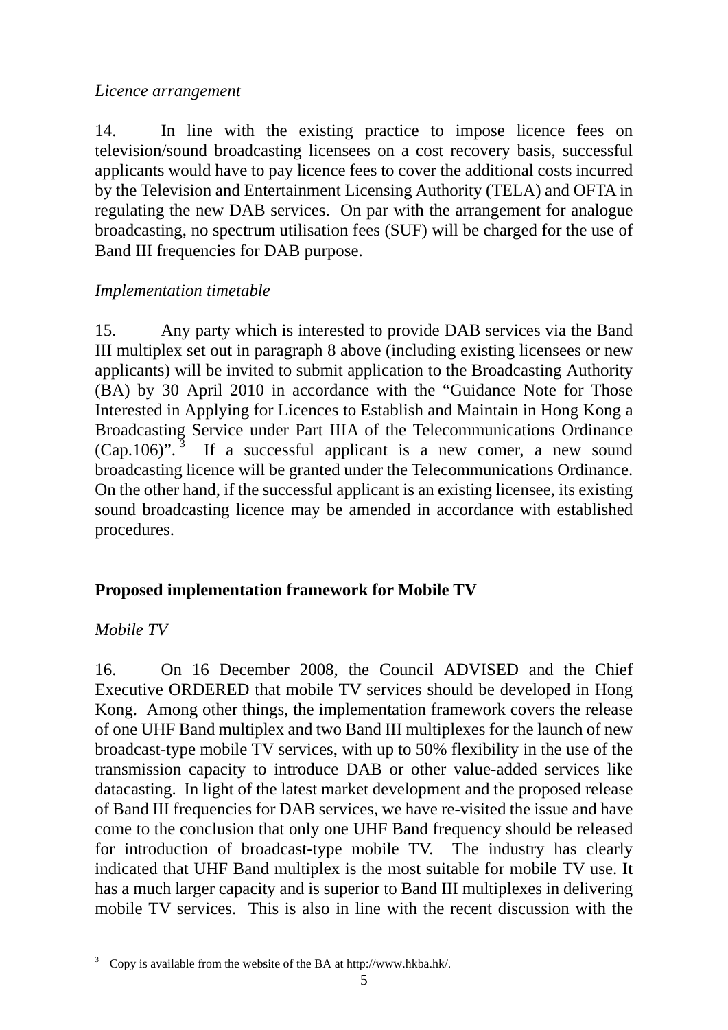*Licence arrangement*

14. In line with the existing practice to impose licence fees on television/sound broadcasting licensees on a cost recovery basis, successful applicants would have to pay licence fees to cover the additional costs incurred by the Television and Entertainment Licensing Authority (TELA) and OFTA in regulating the new DAB services. On par with the arrangement for analogue broadcasting, no spectrum utilisation fees (SUF) will be charged for the use of Band III frequencies for DAB purpose.

*Implementation timetable*

15. Any party which is interested to provide DAB services via the Band III multiplex set out in paragraph 8 above (including existing licensees or new applicants) will be invited to submit application to the Broadcasting Authority (BA) by 30 April 2010 in accordance with the "Guidance Note for Those Interested in Applying for Licences to Establish and Maintain in Hong Kong a Broadcasting Service under Part IIIA of the Telecommunications Ordinance (Cap.106)".[3] If a successful applicant is a new comer, a new sound broadcasting licence will be granted under the Telecommunications Ordinance. On the other hand, if the successful applicant is an existing licensee, its existing sound broadcasting licence may be amended in accordance with established procedures.

## Proposed implementation framework for Mobile TV

*Mobile TV*

16. On 16 December 2008, the Council ADVISED and the Chief Executive ORDERED that mobile TV services should be developed in Hong Kong. Among other things, the implementation framework covers the release of one UHF Band multiplex and two Band III multiplexes for the launch of new broadcast-type mobile TV services, with up to 50% flexibility in the use of the transmission capacity to introduce DAB or other value-added services like datacasting. In light of the latest market development and the proposed release of Band III frequencies for DAB services, we have re-visited the issue and have come to the conclusion that only one UHF Band frequency should be released for introduction of broadcast-type mobile TV. The industry has clearly indicated that UHF Band multiplex is the most suitable for mobile TV use. It has a much larger capacity and is superior to Band III multiplexes in delivering mobile TV services. This is also in line with the recent discussion with the

[3] Copy is available from the website of the BA at http://www.hkba.hk/.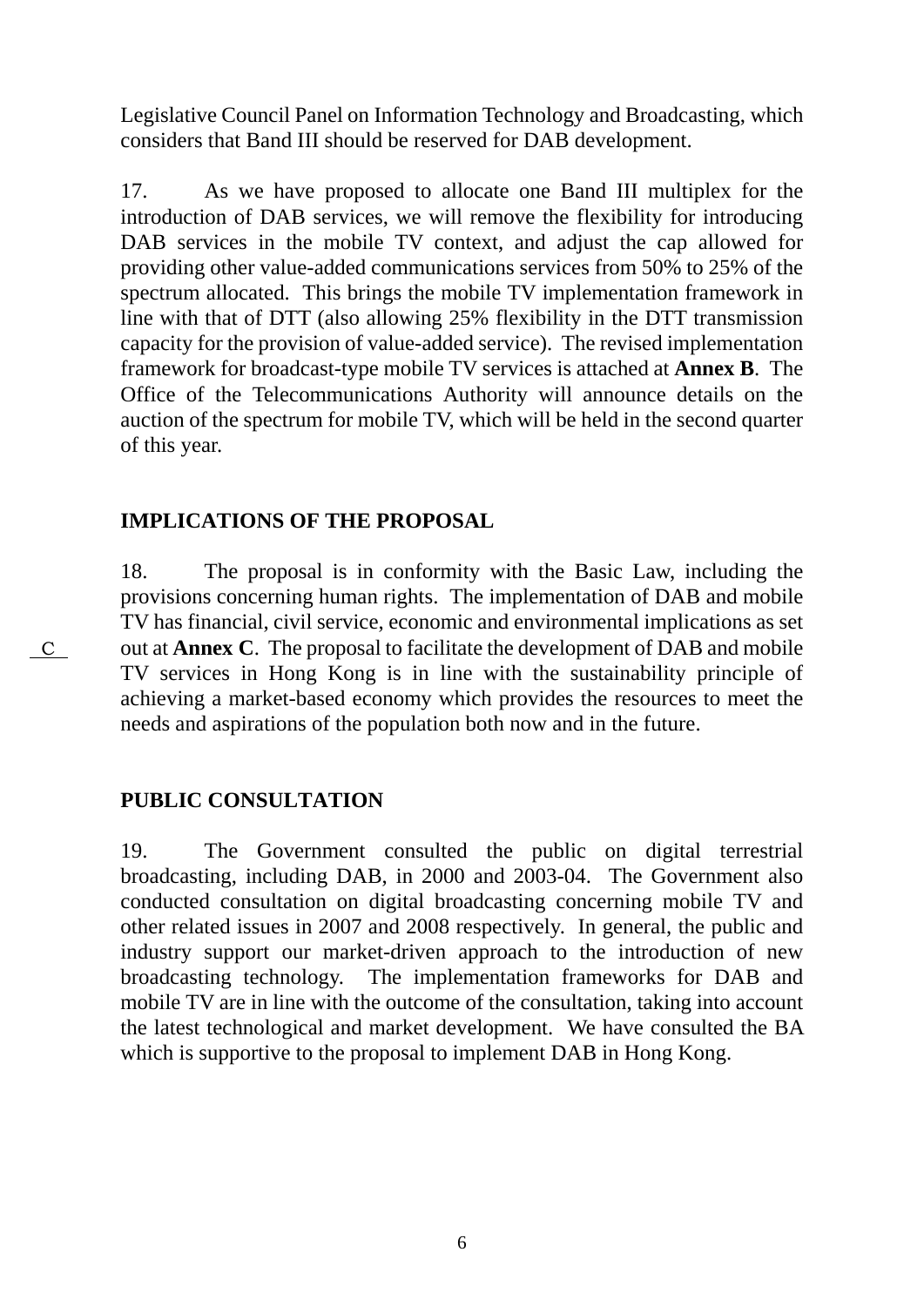Legislative Council Panel on Information Technology and Broadcasting, which considers that Band III should be reserved for DAB development.

17. As we have proposed to allocate one Band III multiplex for the introduction of DAB services, we will remove the flexibility for introducing DAB services in the mobile TV context, and adjust the cap allowed for providing other value-added communications services from 50% to 25% of the spectrum allocated. This brings the mobile TV implementation framework in line with that of DTT (also allowing 25% flexibility in the DTT transmission capacity for the provision of value-added service). The revised implementation framework for broadcast-type mobile TV services is attached at **Annex B**. The Office of the Telecommunications Authority will announce details on the auction of the spectrum for mobile TV, which will be held in the second quarter of this year.

## IMPLICATIONS OF THE PROPOSAL

18. The proposal is in conformity with the Basic Law, including the provisions concerning human rights. The implementation of DAB and mobile TV has financial, civil service, economic and environmental implications as set out at **Annex C**. The proposal to facilitate the development of DAB and mobile TV services in Hong Kong is in line with the sustainability principle of achieving a market-based economy which provides the resources to meet the needs and aspirations of the population both now and in the future.

C

## PUBLIC CONSULTATION

19. The Government consulted the public on digital terrestrial broadcasting, including DAB, in 2000 and 2003-04. The Government also conducted consultation on digital broadcasting concerning mobile TV and other related issues in 2007 and 2008 respectively. In general, the public and industry support our market-driven approach to the introduction of new broadcasting technology. The implementation frameworks for DAB and mobile TV are in line with the outcome of the consultation, taking into account the latest technological and market development. We have consulted the BA which is supportive to the proposal to implement DAB in Hong Kong.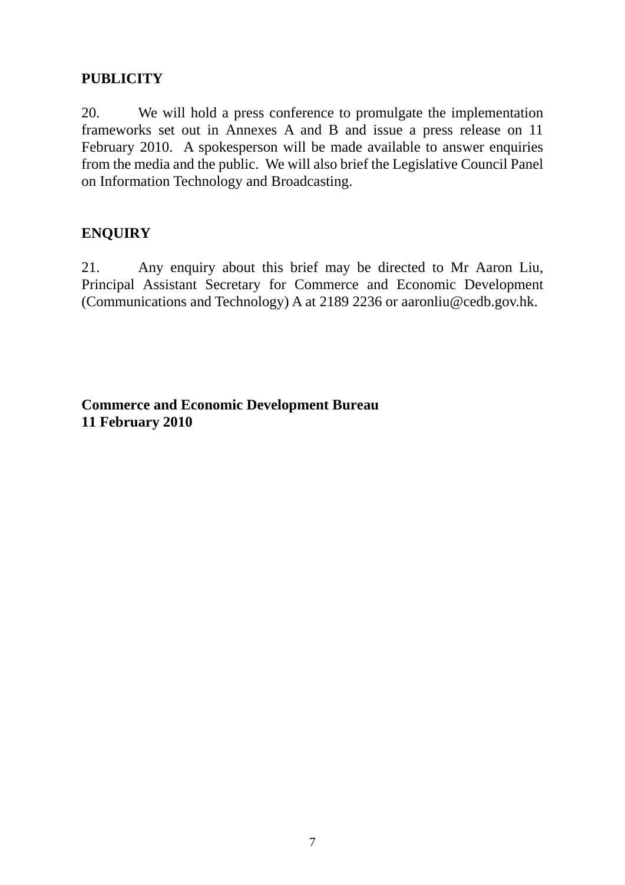## PUBLICITY

20. We will hold a press conference to promulgate the implementation frameworks set out in Annexes A and B and issue a press release on 11 February 2010. A spokesperson will be made available to answer enquiries from the media and the public. We will also brief the Legislative Council Panel on Information Technology and Broadcasting.

## ENQUIRY

21. Any enquiry about this brief may be directed to Mr Aaron Liu, Principal Assistant Secretary for Commerce and Economic Development (Communications and Technology) A at 2189 2236 or aaronliu@cedb.gov.hk.

**Commerce and Economic Development Bureau**
**11 February 2010**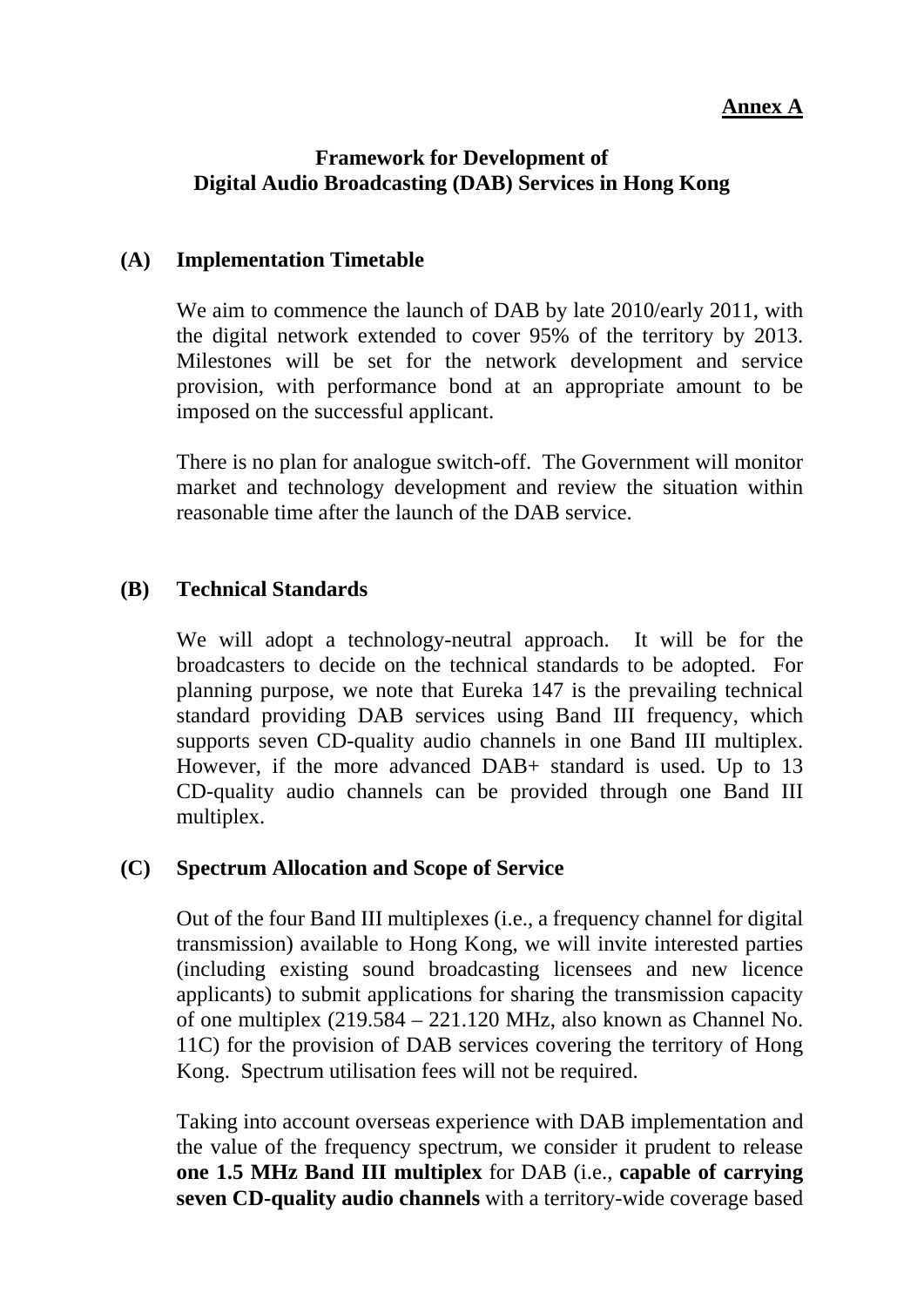**Annex A**

# Framework for Development of Digital Audio Broadcasting (DAB) Services in Hong Kong

## (A) Implementation Timetable

We aim to commence the launch of DAB by late 2010/early 2011, with the digital network extended to cover 95% of the territory by 2013. Milestones will be set for the network development and service provision, with performance bond at an appropriate amount to be imposed on the successful applicant.

There is no plan for analogue switch-off. The Government will monitor market and technology development and review the situation within reasonable time after the launch of the DAB service.

## (B) Technical Standards

We will adopt a technology-neutral approach. It will be for the broadcasters to decide on the technical standards to be adopted. For planning purpose, we note that Eureka 147 is the prevailing technical standard providing DAB services using Band III frequency, which supports seven CD-quality audio channels in one Band III multiplex. However, if the more advanced DAB+ standard is used. Up to 13 CD-quality audio channels can be provided through one Band III multiplex.

## (C) Spectrum Allocation and Scope of Service

Out of the four Band III multiplexes (i.e., a frequency channel for digital transmission) available to Hong Kong, we will invite interested parties (including existing sound broadcasting licensees and new licence applicants) to submit applications for sharing the transmission capacity of one multiplex (219.584 – 221.120 MHz, also known as Channel No. 11C) for the provision of DAB services covering the territory of Hong Kong. Spectrum utilisation fees will not be required.

Taking into account overseas experience with DAB implementation and the value of the frequency spectrum, we consider it prudent to release **one 1.5 MHz Band III multiplex** for DAB (i.e., **capable of carrying seven CD-quality audio channels** with a territory-wide coverage based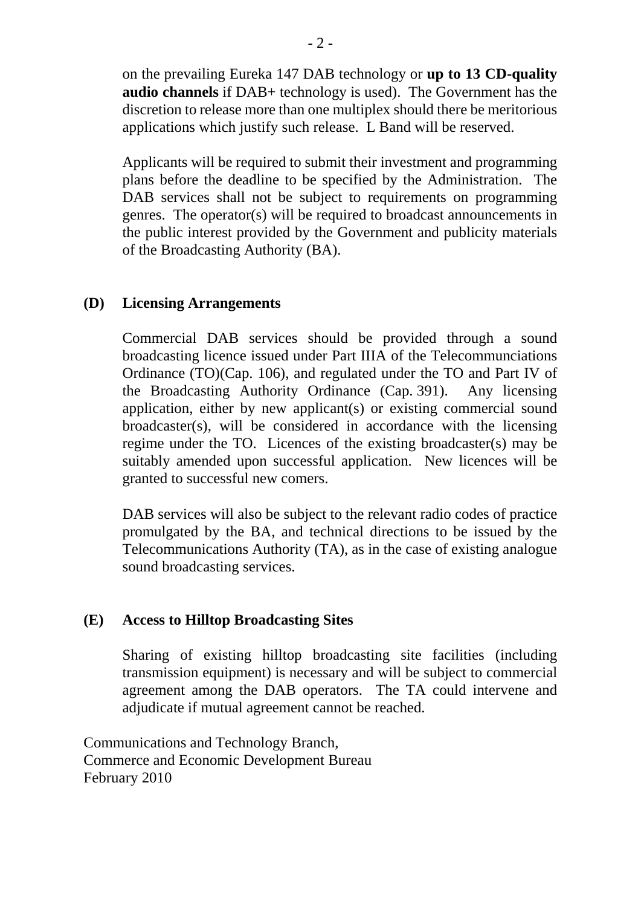on the prevailing Eureka 147 DAB technology or **up to 13 CD-quality audio channels** if DAB+ technology is used). The Government has the discretion to release more than one multiplex should there be meritorious applications which justify such release. L Band will be reserved.

Applicants will be required to submit their investment and programming plans before the deadline to be specified by the Administration. The DAB services shall not be subject to requirements on programming genres. The operator(s) will be required to broadcast announcements in the public interest provided by the Government and publicity materials of the Broadcasting Authority (BA).

**(D) Licensing Arrangements**

Commercial DAB services should be provided through a sound broadcasting licence issued under Part IIIA of the Telecommunciations Ordinance (TO)(Cap. 106), and regulated under the TO and Part IV of the Broadcasting Authority Ordinance (Cap. 391). Any licensing application, either by new applicant(s) or existing commercial sound broadcaster(s), will be considered in accordance with the licensing regime under the TO. Licences of the existing broadcaster(s) may be suitably amended upon successful application. New licences will be granted to successful new comers.

DAB services will also be subject to the relevant radio codes of practice promulgated by the BA, and technical directions to be issued by the Telecommunications Authority (TA), as in the case of existing analogue sound broadcasting services.

**(E) Access to Hilltop Broadcasting Sites**

Sharing of existing hilltop broadcasting site facilities (including transmission equipment) is necessary and will be subject to commercial agreement among the DAB operators. The TA could intervene and adjudicate if mutual agreement cannot be reached.

Communications and Technology Branch,
Commerce and Economic Development Bureau
February 2010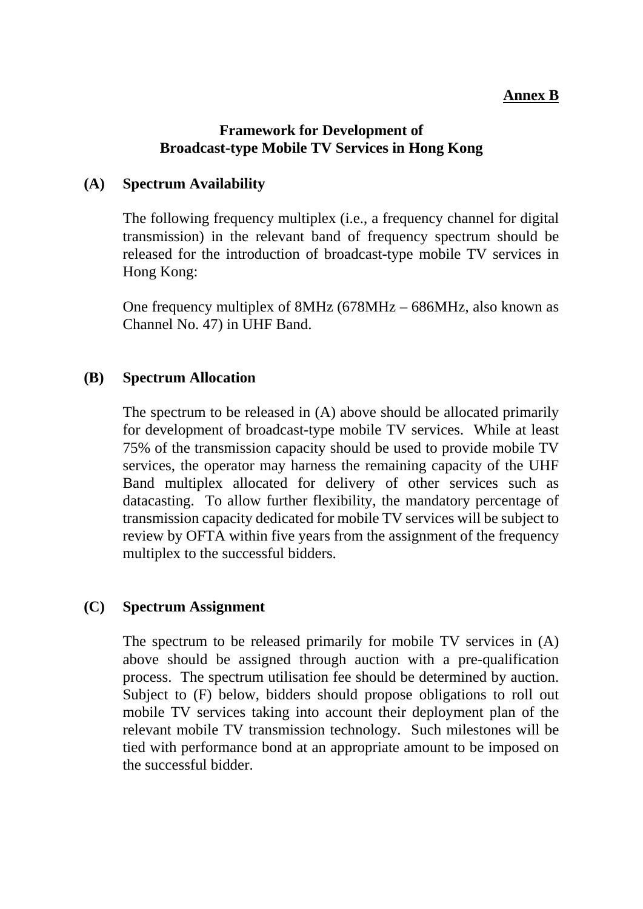**Annex B**

# Framework for Development of Broadcast-type Mobile TV Services in Hong Kong

## (A) Spectrum Availability

The following frequency multiplex (i.e., a frequency channel for digital transmission) in the relevant band of frequency spectrum should be released for the introduction of broadcast-type mobile TV services in Hong Kong:

One frequency multiplex of 8MHz (678MHz – 686MHz, also known as Channel No. 47) in UHF Band.

## (B) Spectrum Allocation

The spectrum to be released in (A) above should be allocated primarily for development of broadcast-type mobile TV services. While at least 75% of the transmission capacity should be used to provide mobile TV services, the operator may harness the remaining capacity of the UHF Band multiplex allocated for delivery of other services such as datacasting. To allow further flexibility, the mandatory percentage of transmission capacity dedicated for mobile TV services will be subject to review by OFTA within five years from the assignment of the frequency multiplex to the successful bidders.

## (C) Spectrum Assignment

The spectrum to be released primarily for mobile TV services in (A) above should be assigned through auction with a pre-qualification process. The spectrum utilisation fee should be determined by auction. Subject to (F) below, bidders should propose obligations to roll out mobile TV services taking into account their deployment plan of the relevant mobile TV transmission technology. Such milestones will be tied with performance bond at an appropriate amount to be imposed on the successful bidder.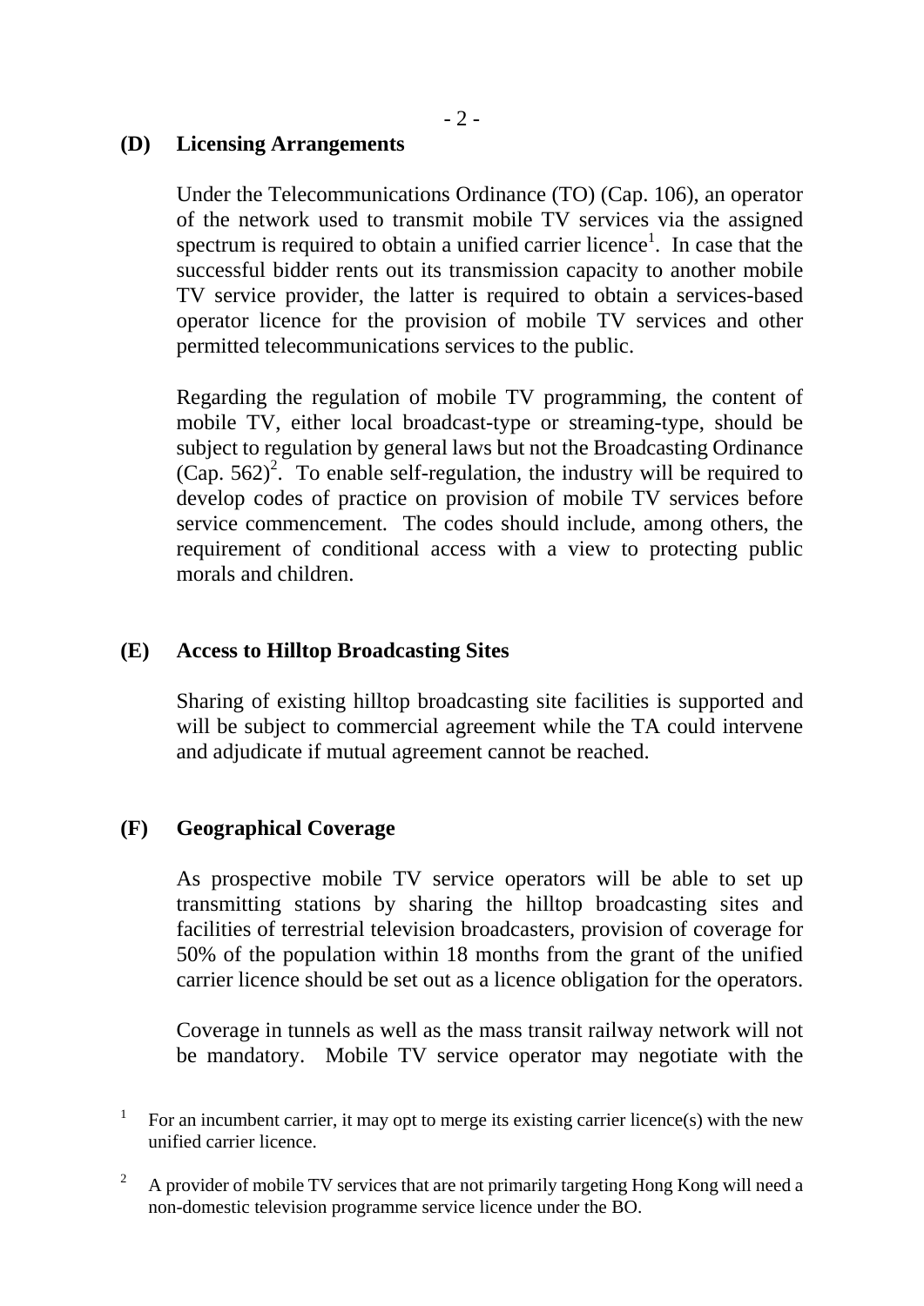## (D) Licensing Arrangements

Under the Telecommunications Ordinance (TO) (Cap. 106), an operator of the network used to transmit mobile TV services via the assigned spectrum is required to obtain a unified carrier licence[1]. In case that the successful bidder rents out its transmission capacity to another mobile TV service provider, the latter is required to obtain a services-based operator licence for the provision of mobile TV services and other permitted telecommunications services to the public.

Regarding the regulation of mobile TV programming, the content of mobile TV, either local broadcast-type or streaming-type, should be subject to regulation by general laws but not the Broadcasting Ordinance (Cap. 562)[2]. To enable self-regulation, the industry will be required to develop codes of practice on provision of mobile TV services before service commencement. The codes should include, among others, the requirement of conditional access with a view to protecting public morals and children.

## (E) Access to Hilltop Broadcasting Sites

Sharing of existing hilltop broadcasting site facilities is supported and will be subject to commercial agreement while the TA could intervene and adjudicate if mutual agreement cannot be reached.

## (F) Geographical Coverage

As prospective mobile TV service operators will be able to set up transmitting stations by sharing the hilltop broadcasting sites and facilities of terrestrial television broadcasters, provision of coverage for 50% of the population within 18 months from the grant of the unified carrier licence should be set out as a licence obligation for the operators.

Coverage in tunnels as well as the mass transit railway network will not be mandatory. Mobile TV service operator may negotiate with the

---

[1] For an incumbent carrier, it may opt to merge its existing carrier licence(s) with the new unified carrier licence.

[2] A provider of mobile TV services that are not primarily targeting Hong Kong will need a non-domestic television programme service licence under the BO.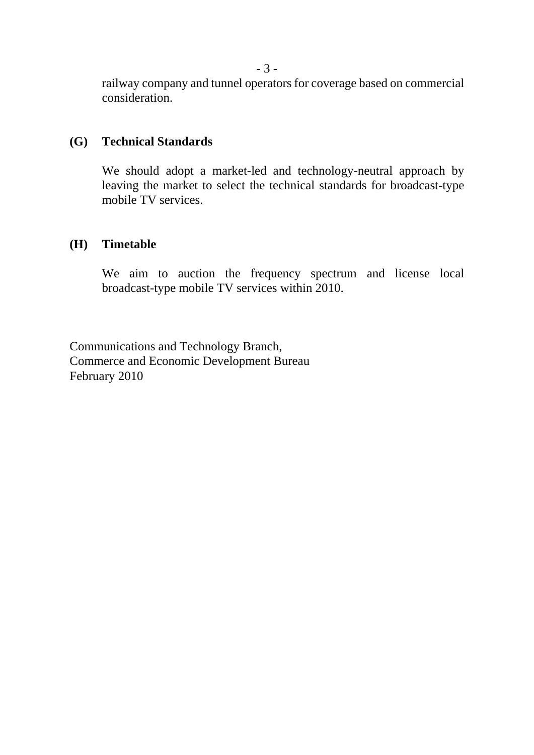railway company and tunnel operators for coverage based on commercial consideration.

**(G) Technical Standards**

We should adopt a market-led and technology-neutral approach by leaving the market to select the technical standards for broadcast-type mobile TV services.

**(H) Timetable**

We aim to auction the frequency spectrum and license local broadcast-type mobile TV services within 2010.

Communications and Technology Branch,
Commerce and Economic Development Bureau
February 2010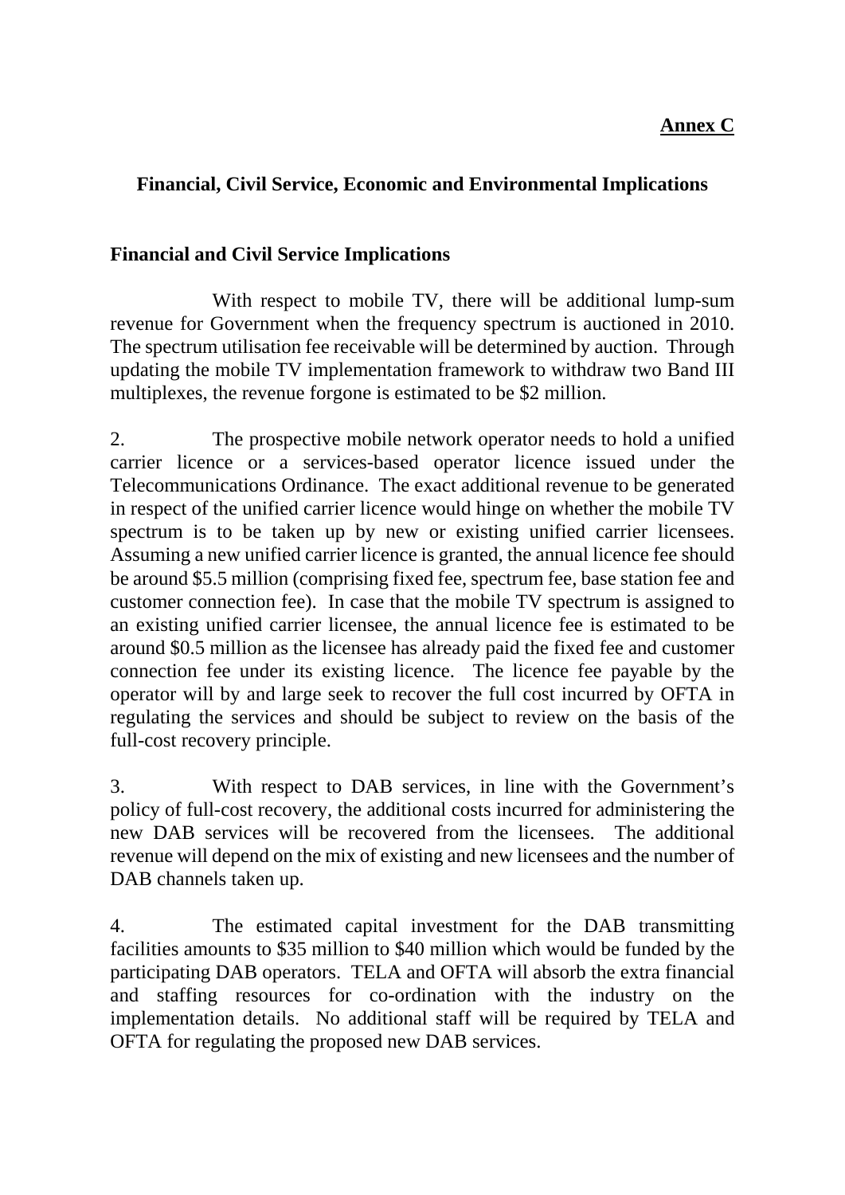**Annex C**

## Financial, Civil Service, Economic and Environmental Implications

### Financial and Civil Service Implications

With respect to mobile TV, there will be additional lump-sum revenue for Government when the frequency spectrum is auctioned in 2010. The spectrum utilisation fee receivable will be determined by auction. Through updating the mobile TV implementation framework to withdraw two Band III multiplexes, the revenue forgone is estimated to be $2 million.

2. The prospective mobile network operator needs to hold a unified carrier licence or a services-based operator licence issued under the Telecommunications Ordinance. The exact additional revenue to be generated in respect of the unified carrier licence would hinge on whether the mobile TV spectrum is to be taken up by new or existing unified carrier licensees. Assuming a new unified carrier licence is granted, the annual licence fee should be around $5.5 million (comprising fixed fee, spectrum fee, base station fee and customer connection fee). In case that the mobile TV spectrum is assigned to an existing unified carrier licensee, the annual licence fee is estimated to be around $0.5 million as the licensee has already paid the fixed fee and customer connection fee under its existing licence. The licence fee payable by the operator will by and large seek to recover the full cost incurred by OFTA in regulating the services and should be subject to review on the basis of the full-cost recovery principle.

3. With respect to DAB services, in line with the Government's policy of full-cost recovery, the additional costs incurred for administering the new DAB services will be recovered from the licensees. The additional revenue will depend on the mix of existing and new licensees and the number of DAB channels taken up.

4. The estimated capital investment for the DAB transmitting facilities amounts to $35 million to $40 million which would be funded by the participating DAB operators. TELA and OFTA will absorb the extra financial and staffing resources for co-ordination with the industry on the implementation details. No additional staff will be required by TELA and OFTA for regulating the proposed new DAB services.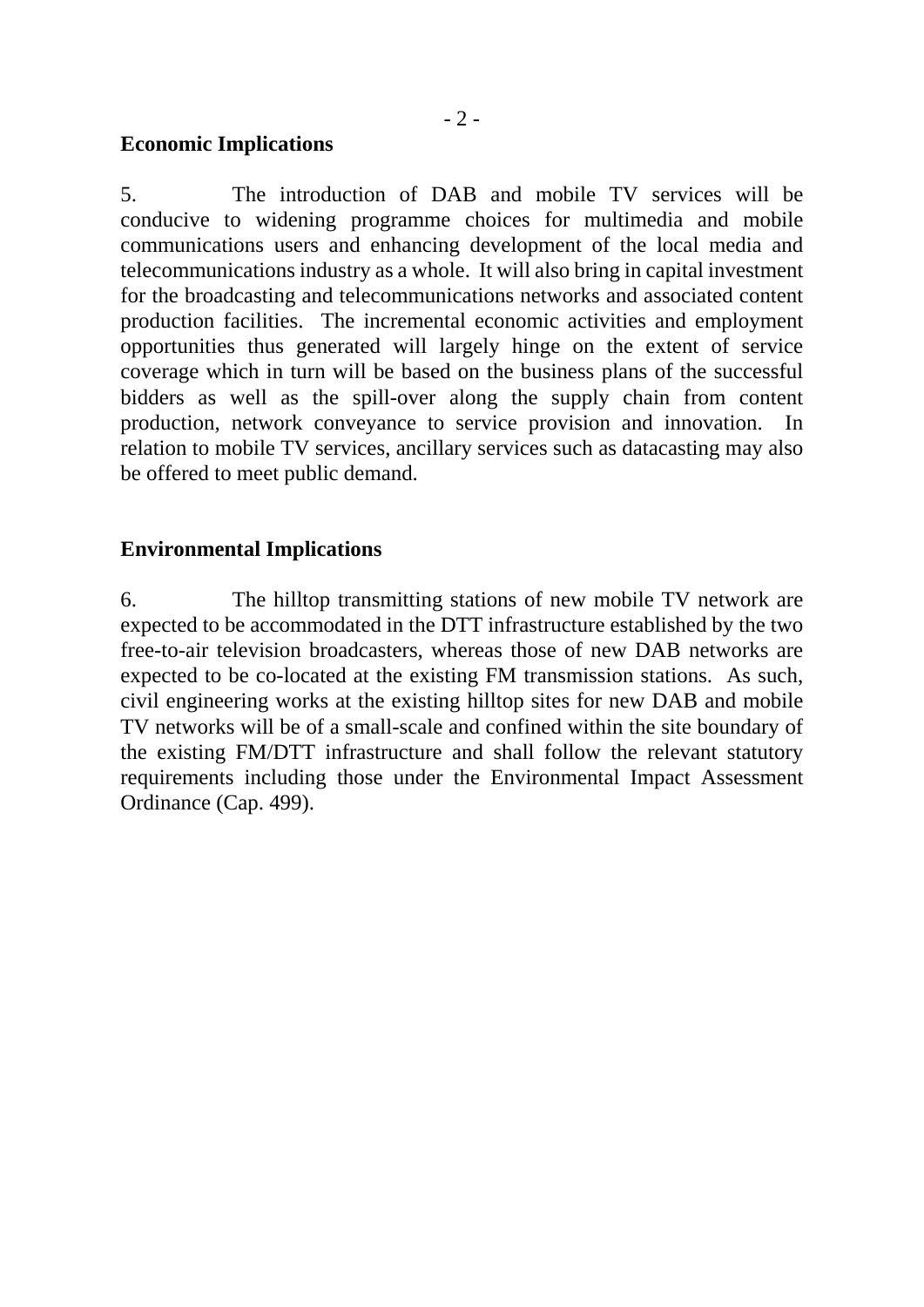**Economic Implications**

5. The introduction of DAB and mobile TV services will be conducive to widening programme choices for multimedia and mobile communications users and enhancing development of the local media and telecommunications industry as a whole. It will also bring in capital investment for the broadcasting and telecommunications networks and associated content production facilities. The incremental economic activities and employment opportunities thus generated will largely hinge on the extent of service coverage which in turn will be based on the business plans of the successful bidders as well as the spill-over along the supply chain from content production, network conveyance to service provision and innovation. In relation to mobile TV services, ancillary services such as datacasting may also be offered to meet public demand.

**Environmental Implications**

6. The hilltop transmitting stations of new mobile TV network are expected to be accommodated in the DTT infrastructure established by the two free-to-air television broadcasters, whereas those of new DAB networks are expected to be co-located at the existing FM transmission stations. As such, civil engineering works at the existing hilltop sites for new DAB and mobile TV networks will be of a small-scale and confined within the site boundary of the existing FM/DTT infrastructure and shall follow the relevant statutory requirements including those under the Environmental Impact Assessment Ordinance (Cap. 499).